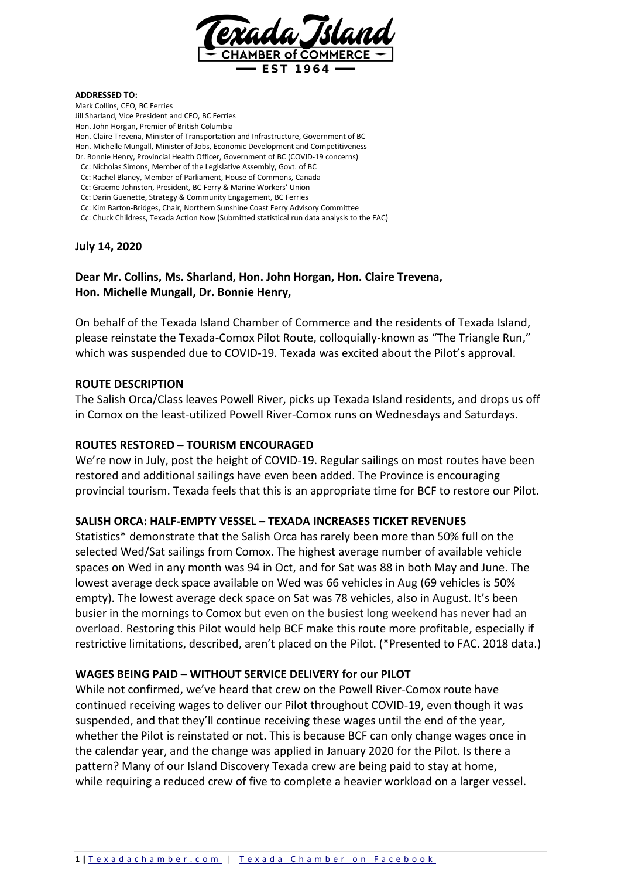Texada Island Chamber of Commerce — EST 1964

**ADDRESSED TO:**

Mark Collins, CEO, BC Ferries
Jill Sharland, Vice President and CFO, BC Ferries
Hon. John Horgan, Premier of British Columbia
Hon. Claire Trevena, Minister of Transportation and Infrastructure, Government of BC
Hon. Michelle Mungall, Minister of Jobs, Economic Development and Competitiveness
Dr. Bonnie Henry, Provincial Health Officer, Government of BC (COVID-19 concerns)
Cc: Nicholas Simons, Member of the Legislative Assembly, Govt. of BC
Cc: Rachel Blaney, Member of Parliament, House of Commons, Canada
Cc: Graeme Johnston, President, BC Ferry & Marine Workers' Union
Cc: Darin Guenette, Strategy & Community Engagement, BC Ferries
Cc: Kim Barton-Bridges, Chair, Northern Sunshine Coast Ferry Advisory Committee
Cc: Chuck Childress, Texada Action Now (Submitted statistical run data analysis to the FAC)

**July 14, 2020**

**Dear Mr. Collins, Ms. Sharland, Hon. John Horgan, Hon. Claire Trevena, Hon. Michelle Mungall, Dr. Bonnie Henry,**

On behalf of the Texada Island Chamber of Commerce and the residents of Texada Island, please reinstate the Texada-Comox Pilot Route, colloquially-known as "The Triangle Run," which was suspended due to COVID-19. Texada was excited about the Pilot's approval.

## ROUTE DESCRIPTION

The Salish Orca/Class leaves Powell River, picks up Texada Island residents, and drops us off in Comox on the least-utilized Powell River-Comox runs on Wednesdays and Saturdays.

## ROUTES RESTORED – TOURISM ENCOURAGED

We're now in July, post the height of COVID-19. Regular sailings on most routes have been restored and additional sailings have even been added. The Province is encouraging provincial tourism. Texada feels that this is an appropriate time for BCF to restore our Pilot.

## SALISH ORCA: HALF-EMPTY VESSEL – TEXADA INCREASES TICKET REVENUES

Statistics* demonstrate that the Salish Orca has rarely been more than 50% full on the selected Wed/Sat sailings from Comox. The highest average number of available vehicle spaces on Wed in any month was 94 in Oct, and for Sat was 88 in both May and June. The lowest average deck space available on Wed was 66 vehicles in Aug (69 vehicles is 50% empty). The lowest average deck space on Sat was 78 vehicles, also in August. It's been busier in the mornings to Comox but even on the busiest long weekend has never had an overload. Restoring this Pilot would help BCF make this route more profitable, especially if restrictive limitations, described, aren't placed on the Pilot. (*Presented to FAC. 2018 data.)

## WAGES BEING PAID – WITHOUT SERVICE DELIVERY for our PILOT

While not confirmed, we've heard that crew on the Powell River-Comox route have continued receiving wages to deliver our Pilot throughout COVID-19, even though it was suspended, and that they'll continue receiving these wages until the end of the year, whether the Pilot is reinstated or not. This is because BCF can only change wages once in the calendar year, and the change was applied in January 2020 for the Pilot. Is there a pattern? Many of our Island Discovery Texada crew are being paid to stay at home, while requiring a reduced crew of five to complete a heavier workload on a larger vessel.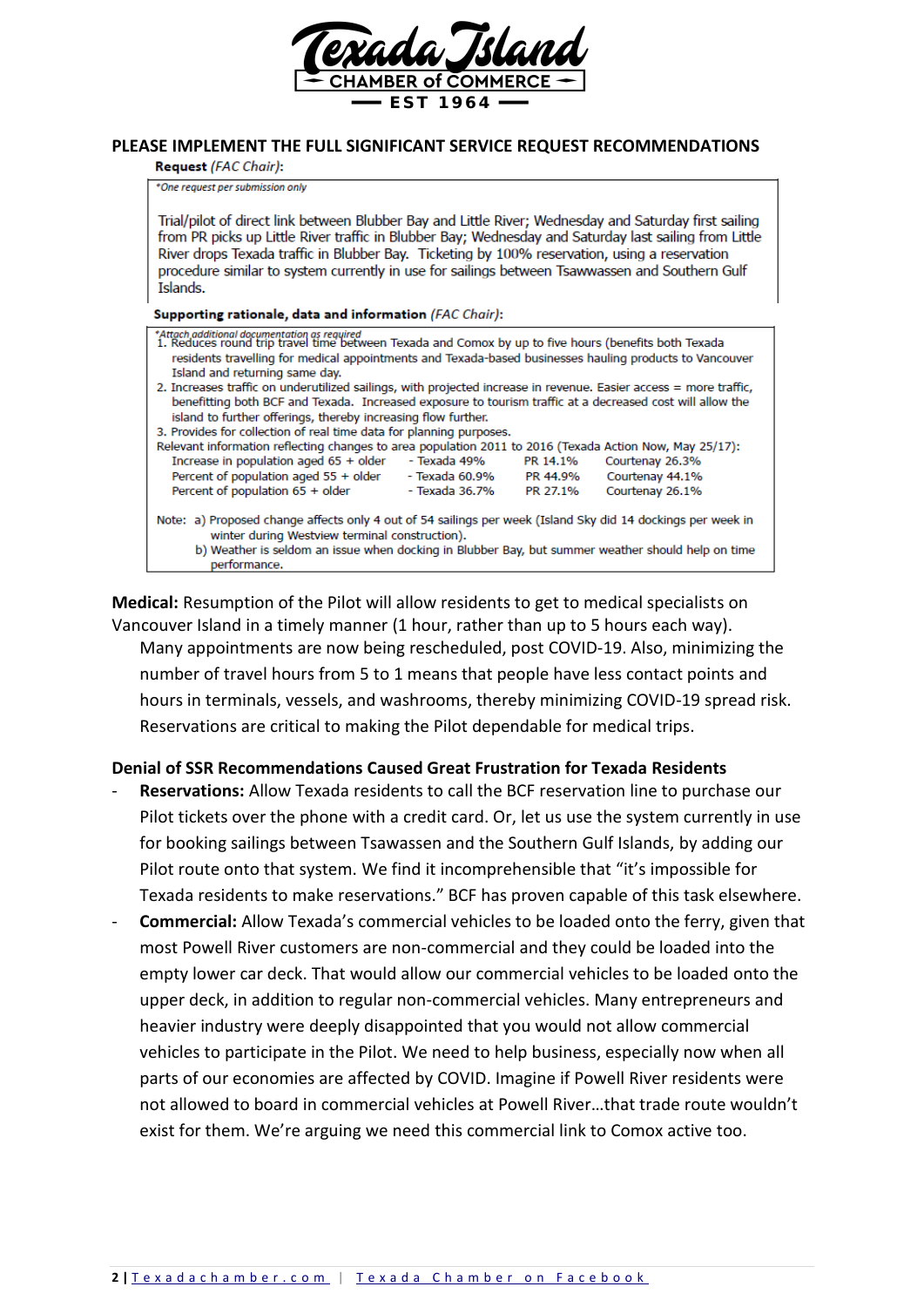Texada Island CHAMBER of COMMERCE EST 1964

**PLEASE IMPLEMENT THE FULL SIGNIFICANT SERVICE REQUEST RECOMMENDATIONS**

**Request** *(FAC Chair)*:

*One request per submission only

Trial/pilot of direct link between Blubber Bay and Little River; Wednesday and Saturday first sailing from PR picks up Little River traffic in Blubber Bay; Wednesday and Saturday last sailing from Little River drops Texada traffic in Blubber Bay. Ticketing by 100% reservation, using a reservation procedure similar to system currently in use for sailings between Tsawwassen and Southern Gulf Islands.

**Supporting rationale, data and information** *(FAC Chair)*:

*Attach additional documentation as required

1. Reduces round trip travel time between Texada and Comox by up to five hours (benefits both Texada residents travelling for medical appointments and Texada-based businesses hauling products to Vancouver Island and returning same day.
2. Increases traffic on underutilized sailings, with projected increase in revenue. Easier access = more traffic, benefitting both BCF and Texada. Increased exposure to tourism traffic at a decreased cost will allow the island to further offerings, thereby increasing flow further.
3. Provides for collection of real time data for planning purposes.

Relevant information reflecting changes to area population 2011 to 2016 (Texada Action Now, May 25/17):

| | Texada | PR | Courtenay |
|---|---|---|---|
| Increase in population aged 65 + older | 49% | 14.1% | 26.3% |
| Percent of population aged 55 + older | 60.9% | 44.9% | 44.1% |
| Percent of population 65 + older | 36.7% | 27.1% | 26.1% |

Note: a) Proposed change affects only 4 out of 54 sailings per week (Island Sky did 14 dockings per week in winter during Westview terminal construction).
b) Weather is seldom an issue when docking in Blubber Bay, but summer weather should help on time performance.

**Medical:** Resumption of the Pilot will allow residents to get to medical specialists on Vancouver Island in a timely manner (1 hour, rather than up to 5 hours each way). Many appointments are now being rescheduled, post COVID-19. Also, minimizing the number of travel hours from 5 to 1 means that people have less contact points and hours in terminals, vessels, and washrooms, thereby minimizing COVID-19 spread risk. Reservations are critical to making the Pilot dependable for medical trips.

**Denial of SSR Recommendations Caused Great Frustration for Texada Residents**

- **Reservations:** Allow Texada residents to call the BCF reservation line to purchase our Pilot tickets over the phone with a credit card. Or, let us use the system currently in use for booking sailings between Tsawassen and the Southern Gulf Islands, by adding our Pilot route onto that system. We find it incomprehensible that "it's impossible for Texada residents to make reservations." BCF has proven capable of this task elsewhere.
- **Commercial:** Allow Texada's commercial vehicles to be loaded onto the ferry, given that most Powell River customers are non-commercial and they could be loaded into the empty lower car deck. That would allow our commercial vehicles to be loaded onto the upper deck, in addition to regular non-commercial vehicles. Many entrepreneurs and heavier industry were deeply disappointed that you would not allow commercial vehicles to participate in the Pilot. We need to help business, especially now when all parts of our economies are affected by COVID. Imagine if Powell River residents were not allowed to board in commercial vehicles at Powell River…that trade route wouldn't exist for them. We're arguing we need this commercial link to Comox active too.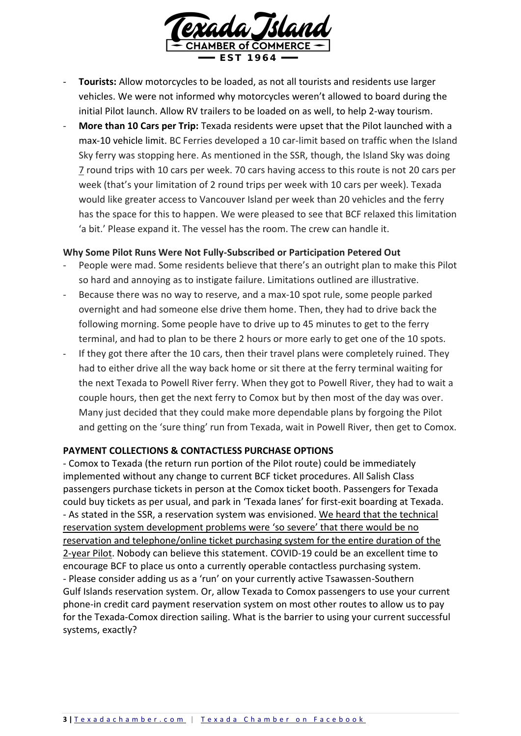- **Tourists:** Allow motorcycles to be loaded, as not all tourists and residents use larger vehicles. We were not informed why motorcycles weren't allowed to board during the initial Pilot launch. Allow RV trailers to be loaded on as well, to help 2-way tourism.
- **More than 10 Cars per Trip:** Texada residents were upset that the Pilot launched with a max-10 vehicle limit. BC Ferries developed a 10 car-limit based on traffic when the Island Sky ferry was stopping here. As mentioned in the SSR, though, the Island Sky was doing <u>7</u> round trips with 10 cars per week. 70 cars having access to this route is not 20 cars per week (that's your limitation of 2 round trips per week with 10 cars per week). Texada would like greater access to Vancouver Island per week than 20 vehicles and the ferry has the space for this to happen. We were pleased to see that BCF relaxed this limitation 'a bit.' Please expand it. The vessel has the room. The crew can handle it.

**Why Some Pilot Runs Were Not Fully-Subscribed or Participation Petered Out**

- People were mad. Some residents believe that there's an outright plan to make this Pilot so hard and annoying as to instigate failure. Limitations outlined are illustrative.
- Because there was no way to reserve, and a max-10 spot rule, some people parked overnight and had someone else drive them home. Then, they had to drive back the following morning. Some people have to drive up to 45 minutes to get to the ferry terminal, and had to plan to be there 2 hours or more early to get one of the 10 spots.
- If they got there after the 10 cars, then their travel plans were completely ruined. They had to either drive all the way back home or sit there at the ferry terminal waiting for the next Texada to Powell River ferry. When they got to Powell River, they had to wait a couple hours, then get the next ferry to Comox but by then most of the day was over. Many just decided that they could make more dependable plans by forgoing the Pilot and getting on the 'sure thing' run from Texada, wait in Powell River, then get to Comox.

**PAYMENT COLLECTIONS & CONTACTLESS PURCHASE OPTIONS**

- Comox to Texada (the return run portion of the Pilot route) could be immediately implemented without any change to current BCF ticket procedures. All Salish Class passengers purchase tickets in person at the Comox ticket booth. Passengers for Texada could buy tickets as per usual, and park in 'Texada lanes' for first-exit boarding at Texada.
- As stated in the SSR, a reservation system was envisioned. <u>We heard that the technical reservation system development problems were 'so severe' that there would be no reservation and telephone/online ticket purchasing system for the entire duration of the 2-year Pilot</u>. Nobody can believe this statement. COVID-19 could be an excellent time to encourage BCF to place us onto a currently operable contactless purchasing system.
- Please consider adding us as a 'run' on your currently active Tsawassen-Southern Gulf Islands reservation system. Or, allow Texada to Comox passengers to use your current phone-in credit card payment reservation system on most other routes to allow us to pay for the Texada-Comox direction sailing. What is the barrier to using your current successful systems, exactly?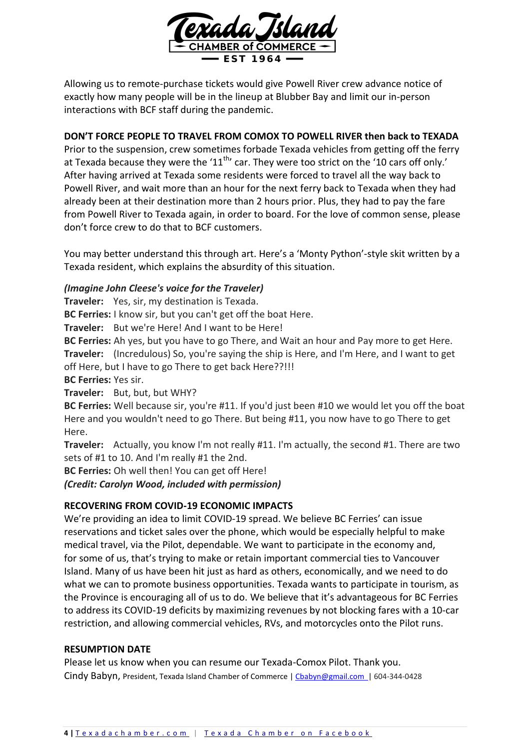Allowing us to remote-purchase tickets would give Powell River crew advance notice of exactly how many people will be in the lineup at Blubber Bay and limit our in-person interactions with BCF staff during the pandemic.

**DON'T FORCE PEOPLE TO TRAVEL FROM COMOX TO POWELL RIVER then back to TEXADA**

Prior to the suspension, crew sometimes forbade Texada vehicles from getting off the ferry at Texada because they were the '11th' car. They were too strict on the '10 cars off only.' After having arrived at Texada some residents were forced to travel all the way back to Powell River, and wait more than an hour for the next ferry back to Texada when they had already been at their destination more than 2 hours prior. Plus, they had to pay the fare from Powell River to Texada again, in order to board. For the love of common sense, please don't force crew to do that to BCF customers.

You may better understand this through art. Here's a 'Monty Python'-style skit written by a Texada resident, which explains the absurdity of this situation.

***(Imagine John Cleese's voice for the Traveler)***

**Traveler:** Yes, sir, my destination is Texada.

**BC Ferries:** I know sir, but you can't get off the boat Here.

**Traveler:** But we're Here! And I want to be Here!

**BC Ferries:** Ah yes, but you have to go There, and Wait an hour and Pay more to get Here.

**Traveler:** (Incredulous) So, you're saying the ship is Here, and I'm Here, and I want to get off Here, but I have to go There to get back Here??!!!

**BC Ferries:** Yes sir.

**Traveler:** But, but, but WHY?

**BC Ferries:** Well because sir, you're #11. If you'd just been #10 we would let you off the boat Here and you wouldn't need to go There. But being #11, you now have to go There to get Here.

**Traveler:** Actually, you know I'm not really #11. I'm actually, the second #1. There are two sets of #1 to 10. And I'm really #1 the 2nd.

**BC Ferries:** Oh well then! You can get off Here!

***(Credit: Carolyn Wood, included with permission)***

**RECOVERING FROM COVID-19 ECONOMIC IMPACTS**

We're providing an idea to limit COVID-19 spread. We believe BC Ferries' can issue reservations and ticket sales over the phone, which would be especially helpful to make medical travel, via the Pilot, dependable. We want to participate in the economy and, for some of us, that's trying to make or retain important commercial ties to Vancouver Island. Many of us have been hit just as hard as others, economically, and we need to do what we can to promote business opportunities. Texada wants to participate in tourism, as the Province is encouraging all of us to do. We believe that it's advantageous for BC Ferries to address its COVID-19 deficits by maximizing revenues by not blocking fares with a 10-car restriction, and allowing commercial vehicles, RVs, and motorcycles onto the Pilot runs.

**RESUMPTION DATE**

Please let us know when you can resume our Texada-Comox Pilot. Thank you.

Cindy Babyn, President, Texada Island Chamber of Commerce | Cbabyn@gmail.com | 604-344-0428